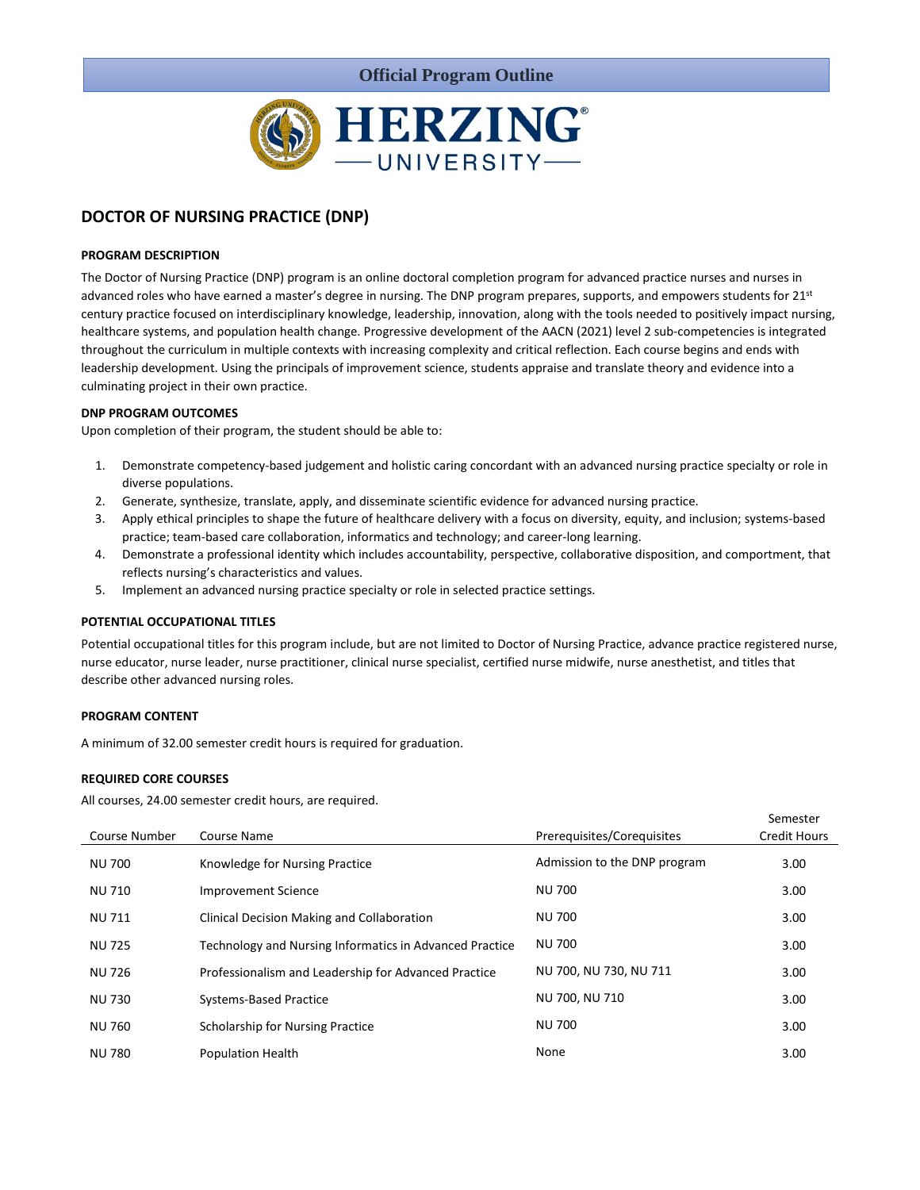# Official Program Outline

HERZING UNIVERSITY

## DOCTOR OF NURSING PRACTICE (DNP)

### PROGRAM DESCRIPTION

The Doctor of Nursing Practice (DNP) program is an online doctoral completion program for advanced practice nurses and nurses in advanced roles who have earned a master's degree in nursing. The DNP program prepares, supports, and empowers students for 21st century practice focused on interdisciplinary knowledge, leadership, innovation, along with the tools needed to positively impact nursing, healthcare systems, and population health change. Progressive development of the AACN (2021) level 2 sub-competencies is integrated throughout the curriculum in multiple contexts with increasing complexity and critical reflection. Each course begins and ends with leadership development. Using the principals of improvement science, students appraise and translate theory and evidence into a culminating project in their own practice.

### DNP PROGRAM OUTCOMES

Upon completion of their program, the student should be able to:

1. Demonstrate competency-based judgement and holistic caring concordant with an advanced nursing practice specialty or role in diverse populations.
2. Generate, synthesize, translate, apply, and disseminate scientific evidence for advanced nursing practice.
3. Apply ethical principles to shape the future of healthcare delivery with a focus on diversity, equity, and inclusion; systems-based practice; team-based care collaboration, informatics and technology; and career-long learning.
4. Demonstrate a professional identity which includes accountability, perspective, collaborative disposition, and comportment, that reflects nursing's characteristics and values.
5. Implement an advanced nursing practice specialty or role in selected practice settings.

### POTENTIAL OCCUPATIONAL TITLES

Potential occupational titles for this program include, but are not limited to Doctor of Nursing Practice, advance practice registered nurse, nurse educator, nurse leader, nurse practitioner, clinical nurse specialist, certified nurse midwife, nurse anesthetist, and titles that describe other advanced nursing roles.

### PROGRAM CONTENT

A minimum of 32.00 semester credit hours is required for graduation.

### REQUIRED CORE COURSES

All courses, 24.00 semester credit hours, are required.

| Course Number | Course Name | Prerequisites/Corequisites | Semester Credit Hours |
|---|---|---|---|
| NU 700 | Knowledge for Nursing Practice | Admission to the DNP program | 3.00 |
| NU 710 | Improvement Science | NU 700 | 3.00 |
| NU 711 | Clinical Decision Making and Collaboration | NU 700 | 3.00 |
| NU 725 | Technology and Nursing Informatics in Advanced Practice | NU 700 | 3.00 |
| NU 726 | Professionalism and Leadership for Advanced Practice | NU 700, NU 730, NU 711 | 3.00 |
| NU 730 | Systems-Based Practice | NU 700, NU 710 | 3.00 |
| NU 760 | Scholarship for Nursing Practice | NU 700 | 3.00 |
| NU 780 | Population Health | None | 3.00 |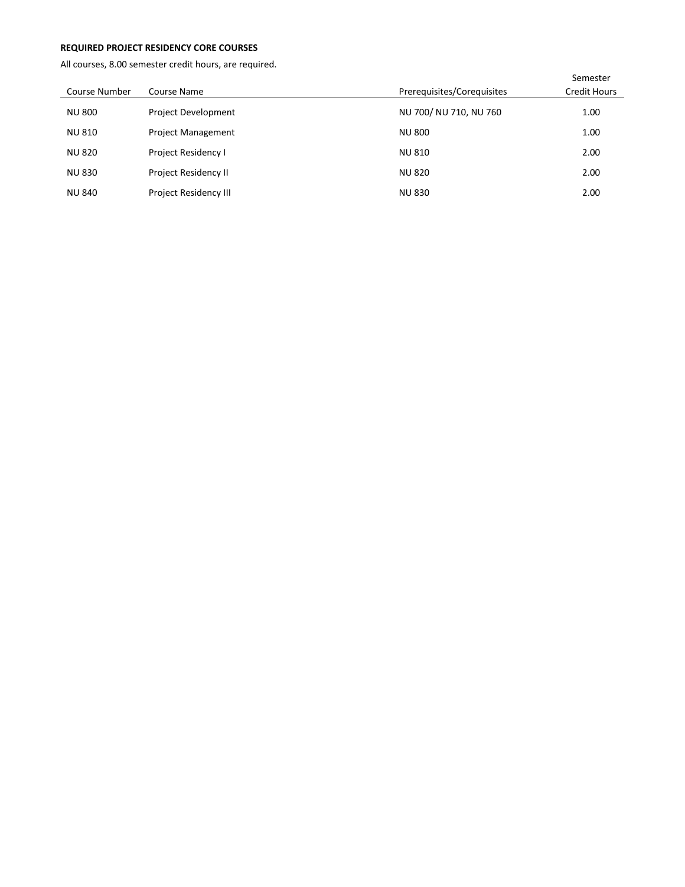**REQUIRED PROJECT RESIDENCY CORE COURSES**

All courses, 8.00 semester credit hours, are required.

| Course Number | Course Name | Prerequisites/Corequisites | Semester Credit Hours |
|---|---|---|---|
| NU 800 | Project Development | NU 700/ NU 710, NU 760 | 1.00 |
| NU 810 | Project Management | NU 800 | 1.00 |
| NU 820 | Project Residency I | NU 810 | 2.00 |
| NU 830 | Project Residency II | NU 820 | 2.00 |
| NU 840 | Project Residency III | NU 830 | 2.00 |